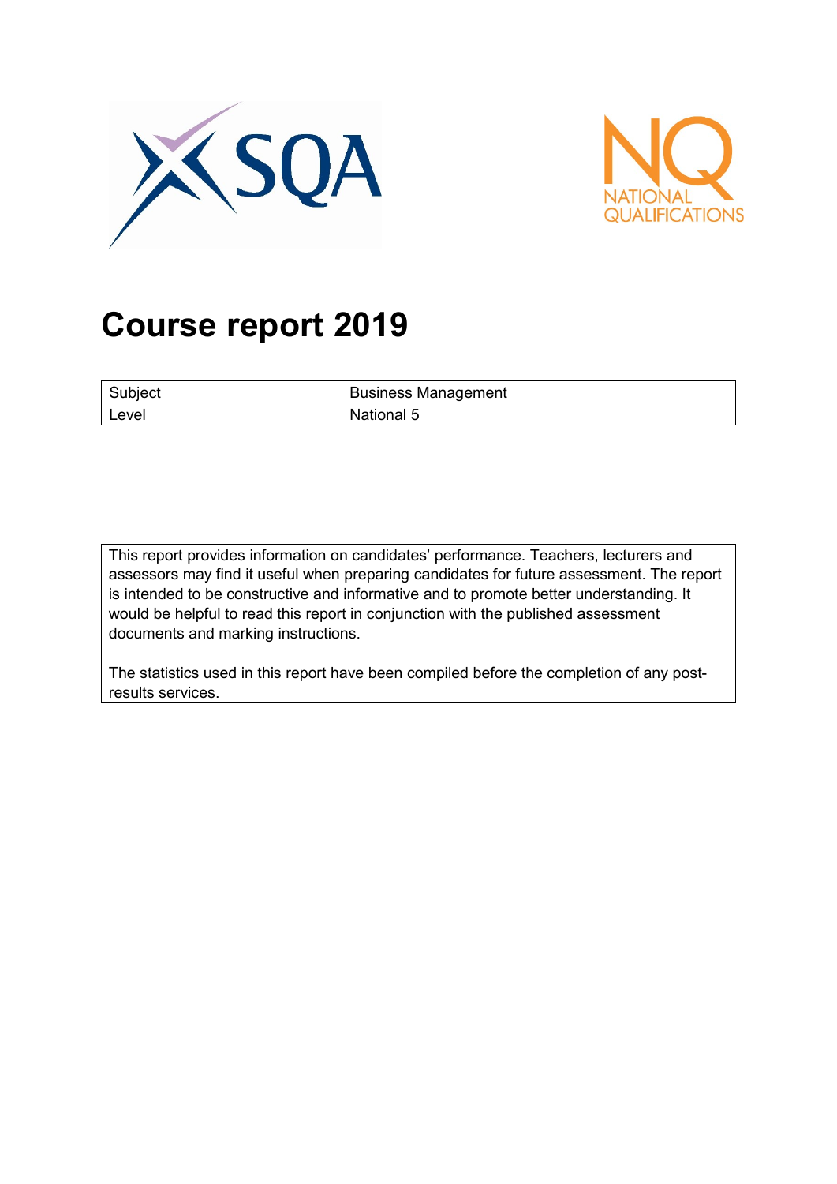# Course report 2019

| Subject | Business Management |
|---|---|
| Level | National 5 |

This report provides information on candidates' performance. Teachers, lecturers and assessors may find it useful when preparing candidates for future assessment. The report is intended to be constructive and informative and to promote better understanding. It would be helpful to read this report in conjunction with the published assessment documents and marking instructions.

The statistics used in this report have been compiled before the completion of any post-results services.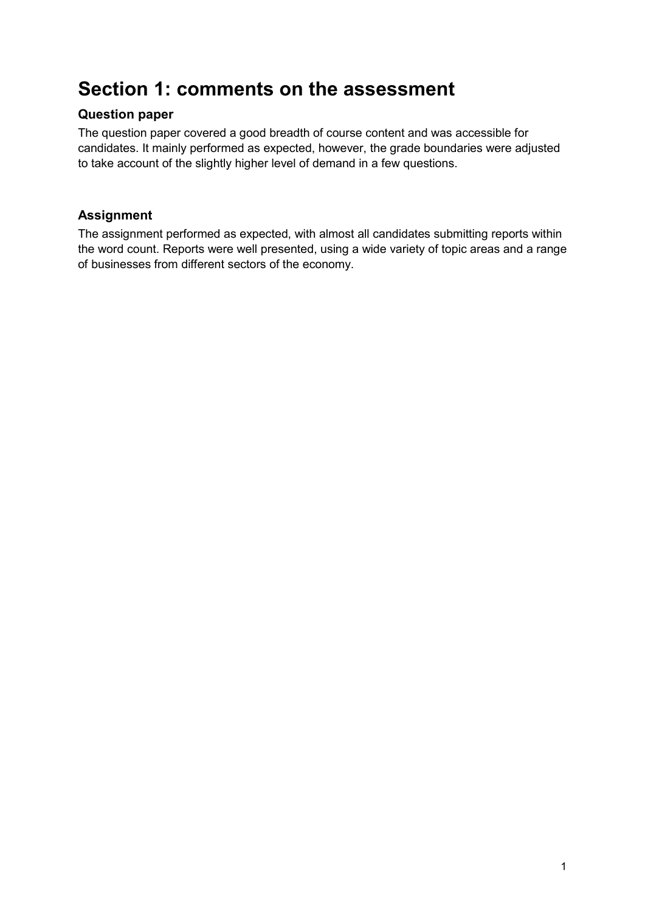# Section 1: comments on the assessment

## Question paper

The question paper covered a good breadth of course content and was accessible for candidates. It mainly performed as expected, however, the grade boundaries were adjusted to take account of the slightly higher level of demand in a few questions.

## Assignment

The assignment performed as expected, with almost all candidates submitting reports within the word count. Reports were well presented, using a wide variety of topic areas and a range of businesses from different sectors of the economy.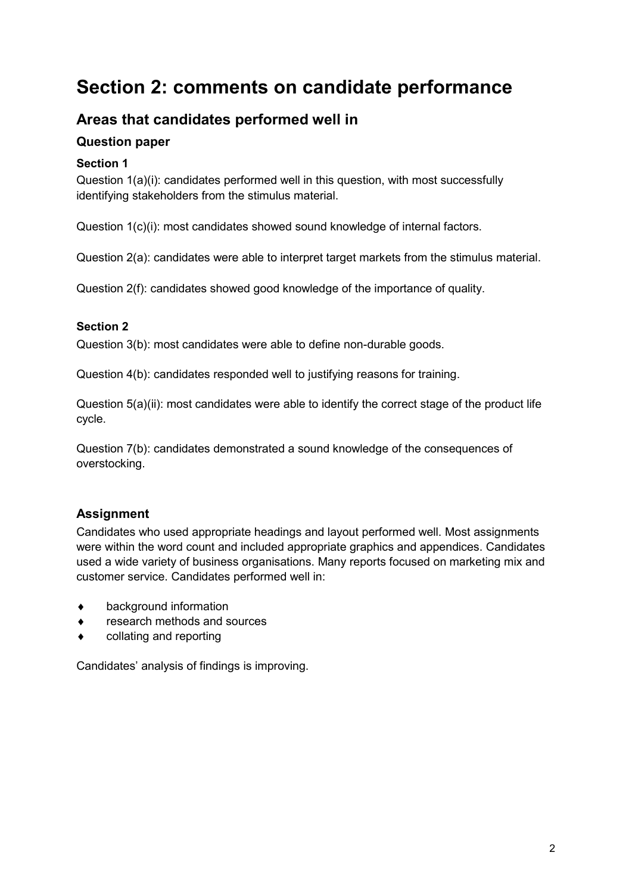# Section 2: comments on candidate performance

## Areas that candidates performed well in

### Question paper

#### Section 1

Question 1(a)(i): candidates performed well in this question, with most successfully identifying stakeholders from the stimulus material.

Question 1(c)(i): most candidates showed sound knowledge of internal factors.

Question 2(a): candidates were able to interpret target markets from the stimulus material.

Question 2(f): candidates showed good knowledge of the importance of quality.

#### Section 2

Question 3(b): most candidates were able to define non-durable goods.

Question 4(b): candidates responded well to justifying reasons for training.

Question 5(a)(ii): most candidates were able to identify the correct stage of the product life cycle.

Question 7(b): candidates demonstrated a sound knowledge of the consequences of overstocking.

### Assignment

Candidates who used appropriate headings and layout performed well. Most assignments were within the word count and included appropriate graphics and appendices. Candidates used a wide variety of business organisations. Many reports focused on marketing mix and customer service. Candidates performed well in:

- background information
- research methods and sources
- collating and reporting

Candidates' analysis of findings is improving.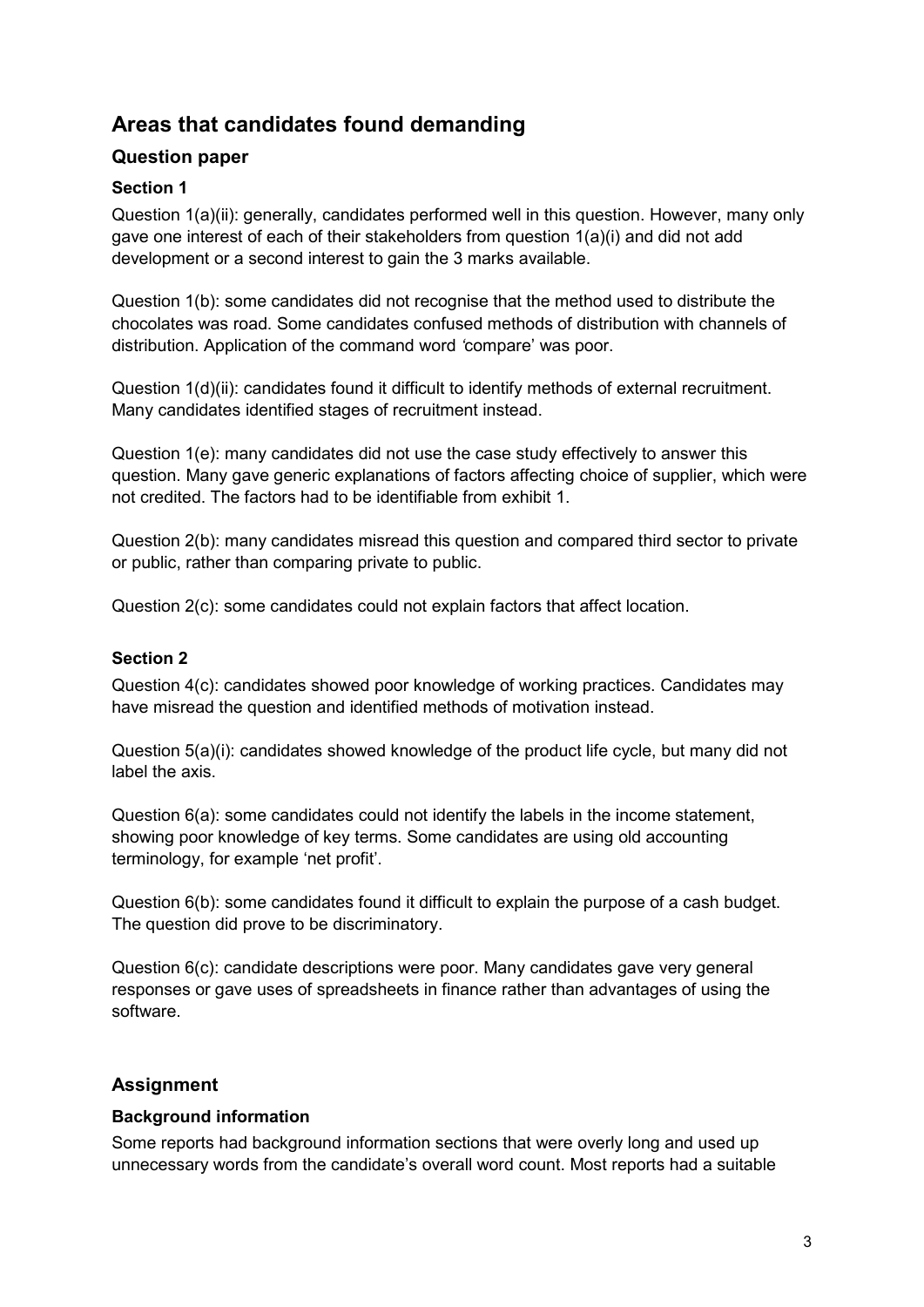## Areas that candidates found demanding

### Question paper

#### Section 1

Question 1(a)(ii): generally, candidates performed well in this question. However, many only gave one interest of each of their stakeholders from question 1(a)(i) and did not add development or a second interest to gain the 3 marks available.

Question 1(b): some candidates did not recognise that the method used to distribute the chocolates was road. Some candidates confused methods of distribution with channels of distribution. Application of the command word 'compare' was poor.

Question 1(d)(ii): candidates found it difficult to identify methods of external recruitment. Many candidates identified stages of recruitment instead.

Question 1(e): many candidates did not use the case study effectively to answer this question. Many gave generic explanations of factors affecting choice of supplier, which were not credited. The factors had to be identifiable from exhibit 1.

Question 2(b): many candidates misread this question and compared third sector to private or public, rather than comparing private to public.

Question 2(c): some candidates could not explain factors that affect location.

#### Section 2

Question 4(c): candidates showed poor knowledge of working practices. Candidates may have misread the question and identified methods of motivation instead.

Question 5(a)(i): candidates showed knowledge of the product life cycle, but many did not label the axis.

Question 6(a): some candidates could not identify the labels in the income statement, showing poor knowledge of key terms. Some candidates are using old accounting terminology, for example 'net profit'.

Question 6(b): some candidates found it difficult to explain the purpose of a cash budget. The question did prove to be discriminatory.

Question 6(c): candidate descriptions were poor. Many candidates gave very general responses or gave uses of spreadsheets in finance rather than advantages of using the software.

### Assignment

#### Background information

Some reports had background information sections that were overly long and used up unnecessary words from the candidate's overall word count. Most reports had a suitable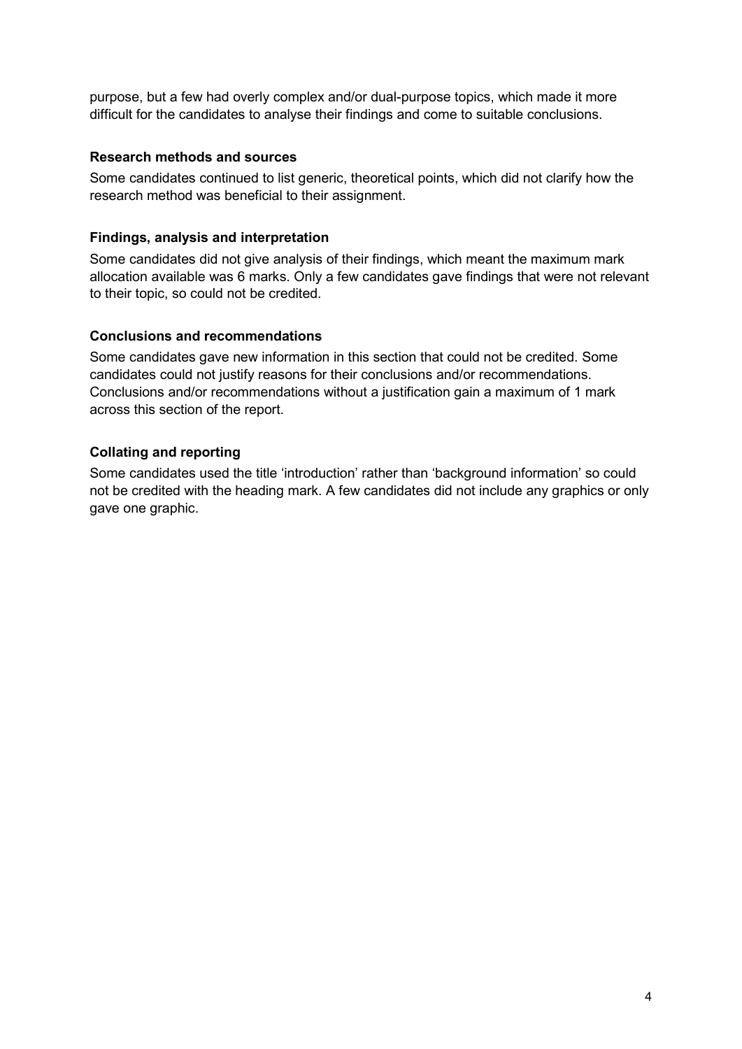purpose, but a few had overly complex and/or dual-purpose topics, which made it more difficult for the candidates to analyse their findings and come to suitable conclusions.

### Research methods and sources

Some candidates continued to list generic, theoretical points, which did not clarify how the research method was beneficial to their assignment.

### Findings, analysis and interpretation

Some candidates did not give analysis of their findings, which meant the maximum mark allocation available was 6 marks. Only a few candidates gave findings that were not relevant to their topic, so could not be credited.

### Conclusions and recommendations

Some candidates gave new information in this section that could not be credited. Some candidates could not justify reasons for their conclusions and/or recommendations. Conclusions and/or recommendations without a justification gain a maximum of 1 mark across this section of the report.

### Collating and reporting

Some candidates used the title 'introduction' rather than 'background information' so could not be credited with the heading mark. A few candidates did not include any graphics or only gave one graphic.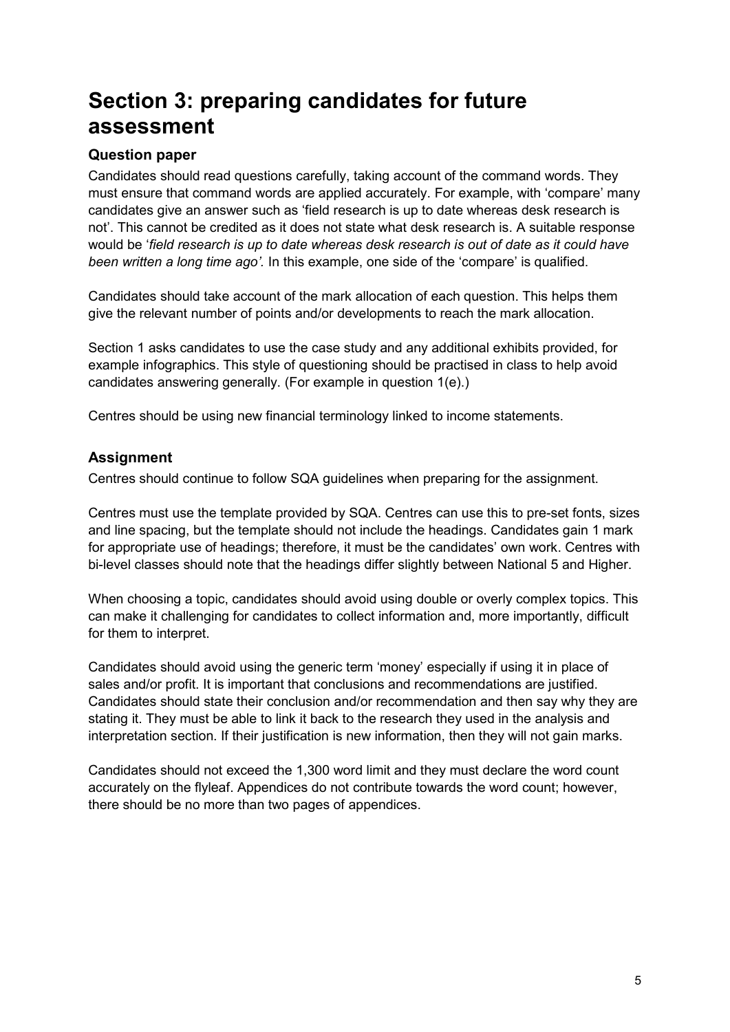# Section 3: preparing candidates for future assessment

### Question paper

Candidates should read questions carefully, taking account of the command words. They must ensure that command words are applied accurately. For example, with 'compare' many candidates give an answer such as 'field research is up to date whereas desk research is not'. This cannot be credited as it does not state what desk research is. A suitable response would be '*field research is up to date whereas desk research is out of date as it could have been written a long time ago'.* In this example, one side of the 'compare' is qualified.

Candidates should take account of the mark allocation of each question. This helps them give the relevant number of points and/or developments to reach the mark allocation.

Section 1 asks candidates to use the case study and any additional exhibits provided, for example infographics. This style of questioning should be practised in class to help avoid candidates answering generally. (For example in question 1(e).)

Centres should be using new financial terminology linked to income statements.

### Assignment

Centres should continue to follow SQA guidelines when preparing for the assignment.

Centres must use the template provided by SQA. Centres can use this to pre-set fonts, sizes and line spacing, but the template should not include the headings. Candidates gain 1 mark for appropriate use of headings; therefore, it must be the candidates' own work. Centres with bi-level classes should note that the headings differ slightly between National 5 and Higher.

When choosing a topic, candidates should avoid using double or overly complex topics. This can make it challenging for candidates to collect information and, more importantly, difficult for them to interpret.

Candidates should avoid using the generic term 'money' especially if using it in place of sales and/or profit. It is important that conclusions and recommendations are justified. Candidates should state their conclusion and/or recommendation and then say why they are stating it. They must be able to link it back to the research they used in the analysis and interpretation section. If their justification is new information, then they will not gain marks.

Candidates should not exceed the 1,300 word limit and they must declare the word count accurately on the flyleaf. Appendices do not contribute towards the word count; however, there should be no more than two pages of appendices.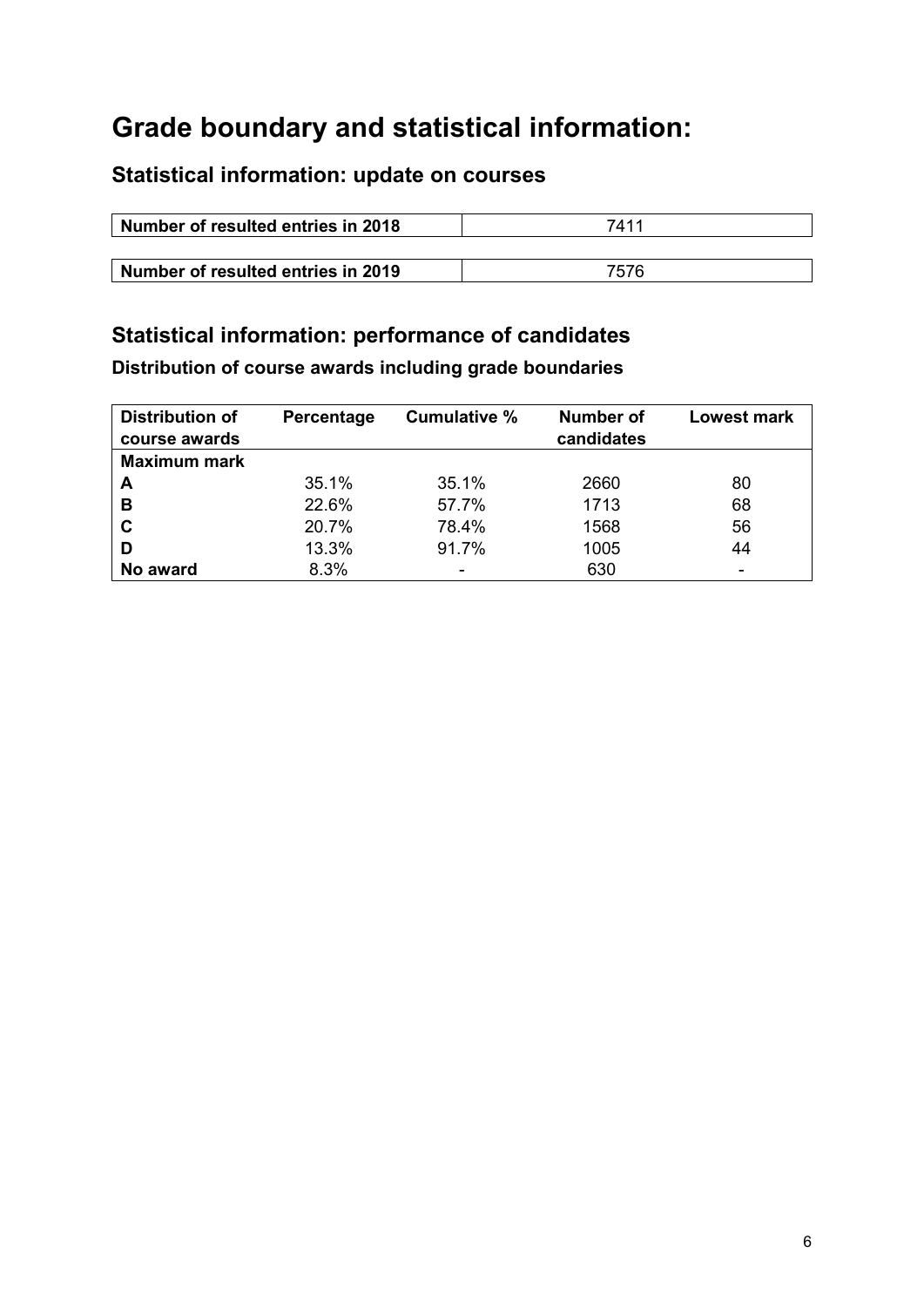# Grade boundary and statistical information:

## Statistical information: update on courses

| Number of resulted entries in 2018 | 7411 |
|---|---|

| Number of resulted entries in 2019 | 7576 |
|---|---|

## Statistical information: performance of candidates

### Distribution of course awards including grade boundaries

| Distribution of course awards | Percentage | Cumulative % | Number of candidates | Lowest mark |
|---|---|---|---|---|
| **Maximum mark** | | | | |
| **A** | 35.1% | 35.1% | 2660 | 80 |
| **B** | 22.6% | 57.7% | 1713 | 68 |
| **C** | 20.7% | 78.4% | 1568 | 56 |
| **D** | 13.3% | 91.7% | 1005 | 44 |
| **No award** | 8.3% | - | 630 | - |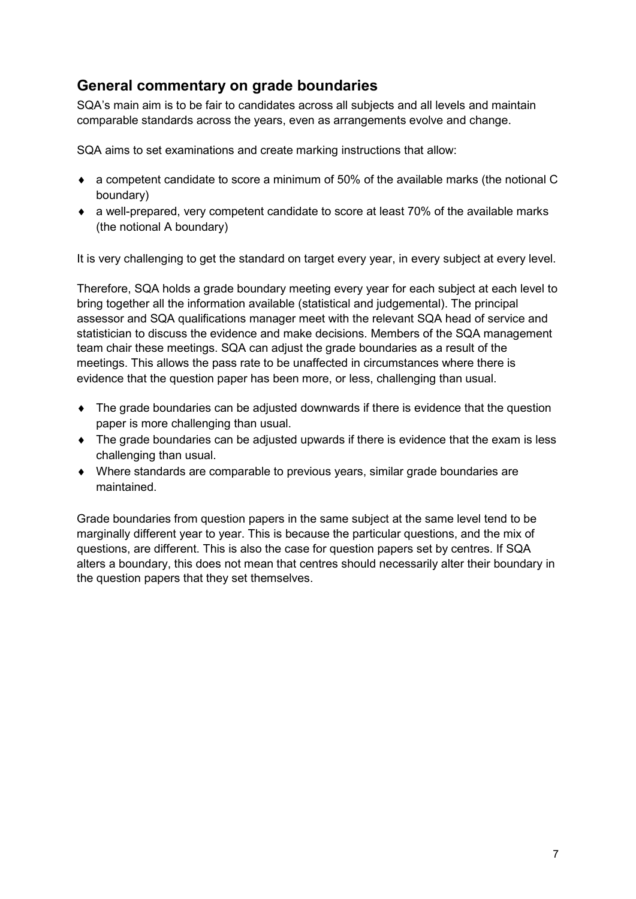## General commentary on grade boundaries

SQA's main aim is to be fair to candidates across all subjects and all levels and maintain comparable standards across the years, even as arrangements evolve and change.

SQA aims to set examinations and create marking instructions that allow:

- a competent candidate to score a minimum of 50% of the available marks (the notional C boundary)
- a well-prepared, very competent candidate to score at least 70% of the available marks (the notional A boundary)

It is very challenging to get the standard on target every year, in every subject at every level.

Therefore, SQA holds a grade boundary meeting every year for each subject at each level to bring together all the information available (statistical and judgemental). The principal assessor and SQA qualifications manager meet with the relevant SQA head of service and statistician to discuss the evidence and make decisions. Members of the SQA management team chair these meetings. SQA can adjust the grade boundaries as a result of the meetings. This allows the pass rate to be unaffected in circumstances where there is evidence that the question paper has been more, or less, challenging than usual.

- The grade boundaries can be adjusted downwards if there is evidence that the question paper is more challenging than usual.
- The grade boundaries can be adjusted upwards if there is evidence that the exam is less challenging than usual.
- Where standards are comparable to previous years, similar grade boundaries are maintained.

Grade boundaries from question papers in the same subject at the same level tend to be marginally different year to year. This is because the particular questions, and the mix of questions, are different. This is also the case for question papers set by centres. If SQA alters a boundary, this does not mean that centres should necessarily alter their boundary in the question papers that they set themselves.